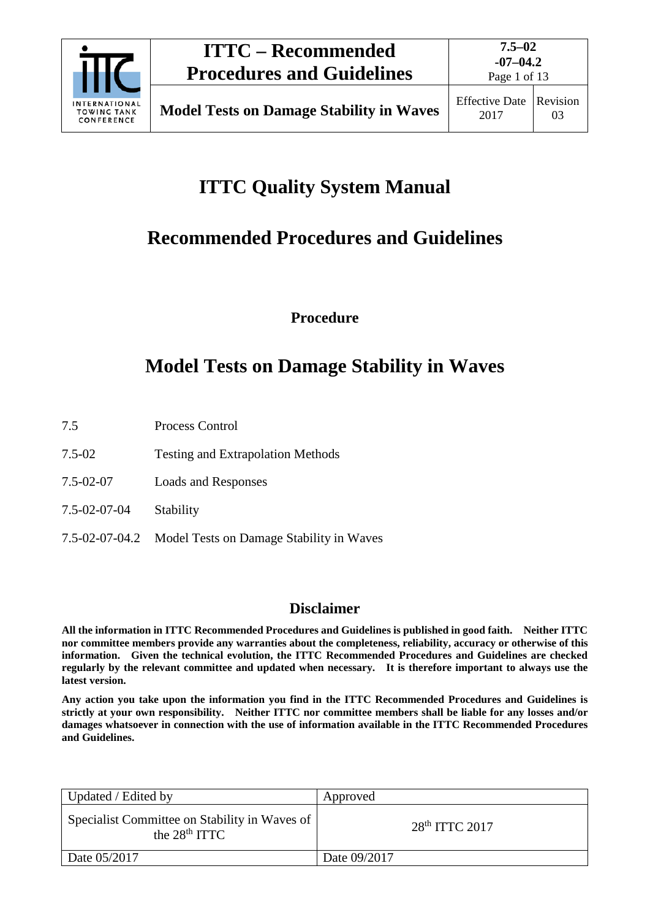# ITTC Quality System Manual

## Recommended Procedures and Guidelines

**Procedure**

## Model Tests on Damage Stability in Waves

| | |
|---|---|
| 7.5 | Process Control |
| 7.5-02 | Testing and Extrapolation Methods |
| 7.5-02-07 | Loads and Responses |
| 7.5-02-07-04 | Stability |
| 7.5-02-07-04.2 | Model Tests on Damage Stability in Waves |

### Disclaimer

**All the information in ITTC Recommended Procedures and Guidelines is published in good faith. Neither ITTC nor committee members provide any warranties about the completeness, reliability, accuracy or otherwise of this information. Given the technical evolution, the ITTC Recommended Procedures and Guidelines are checked regularly by the relevant committee and updated when necessary. It is therefore important to always use the latest version.**

**Any action you take upon the information you find in the ITTC Recommended Procedures and Guidelines is strictly at your own responsibility. Neither ITTC nor committee members shall be liable for any losses and/or damages whatsoever in connection with the use of information available in the ITTC Recommended Procedures and Guidelines.**

| Updated / Edited by | Approved |
|---|---|
| Specialist Committee on Stability in Waves of the 28th ITTC | 28th ITTC 2017 |
| Date 05/2017 | Date 09/2017 |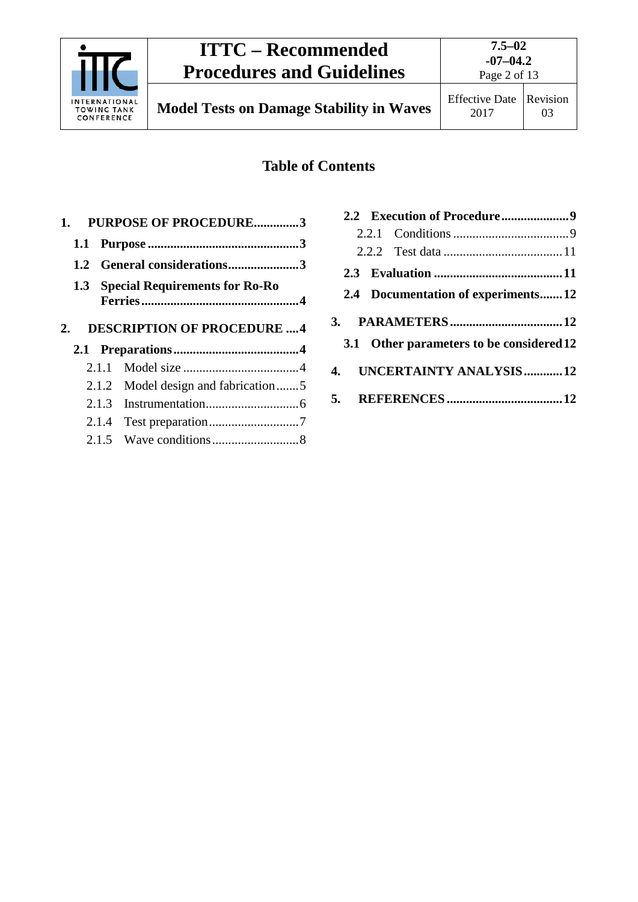## Table of Contents

**1. PURPOSE OF PROCEDURE..............3**

- **1.1 Purpose ...............................................3**
- **1.2 General considerations......................3**
- **1.3 Special Requirements for Ro-Ro Ferries .................................................4**

**2. DESCRIPTION OF PROCEDURE ....4**

- **2.1 Preparations.......................................4**
  - 2.1.1 Model size ....................................4
  - 2.1.2 Model design and fabrication.......5
  - 2.1.3 Instrumentation............................6
  - 2.1.4 Test preparation...........................7
  - 2.1.5 Wave conditions...........................8
- **2.2 Execution of Procedure.....................9**
  - 2.2.1 Conditions ....................................9
  - 2.2.2 Test data .....................................11
- **2.3 Evaluation ........................................11**
- **2.4 Documentation of experiments.......12**

**3. PARAMETERS ..................................12**

- **3.1 Other parameters to be considered 12**

**4. UNCERTAINTY ANALYSIS...........12**

**5. REFERENCES ...................................12**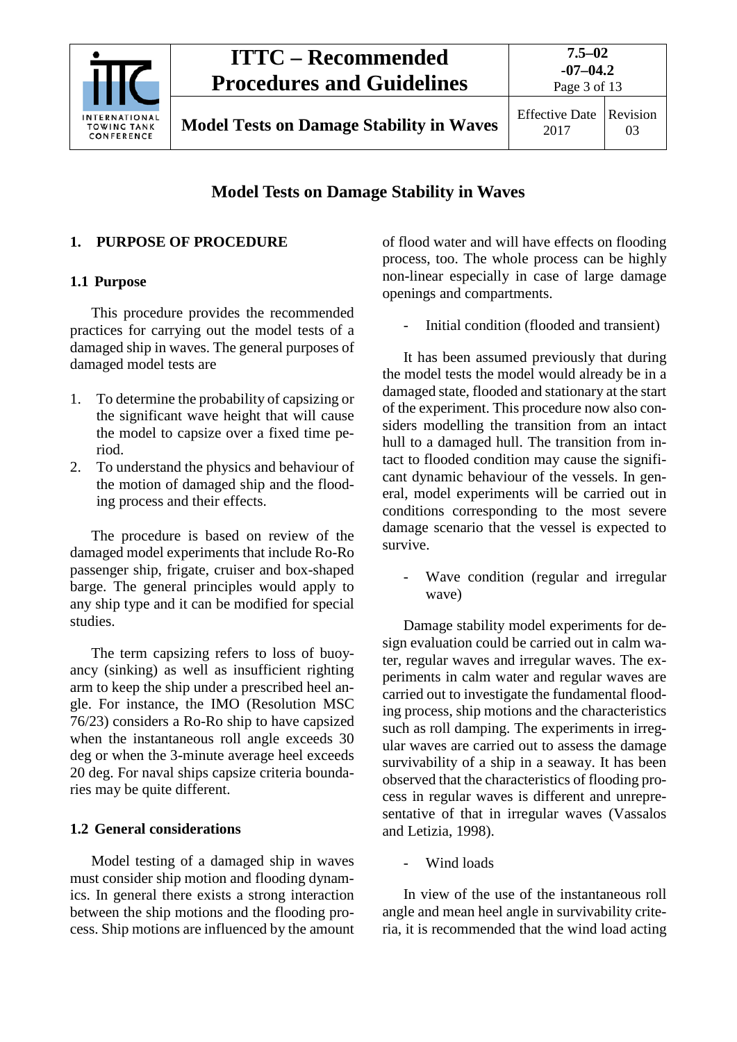# Model Tests on Damage Stability in Waves

## 1. PURPOSE OF PROCEDURE

### 1.1 Purpose

This procedure provides the recommended practices for carrying out the model tests of a damaged ship in waves. The general purposes of damaged model tests are

1. To determine the probability of capsizing or the significant wave height that will cause the model to capsize over a fixed time period.
2. To understand the physics and behaviour of the motion of damaged ship and the flooding process and their effects.

The procedure is based on review of the damaged model experiments that include Ro-Ro passenger ship, frigate, cruiser and box-shaped barge. The general principles would apply to any ship type and it can be modified for special studies.

The term capsizing refers to loss of buoyancy (sinking) as well as insufficient righting arm to keep the ship under a prescribed heel angle. For instance, the IMO (Resolution MSC 76/23) considers a Ro-Ro ship to have capsized when the instantaneous roll angle exceeds 30 deg or when the 3-minute average heel exceeds 20 deg. For naval ships capsize criteria boundaries may be quite different.

### 1.2 General considerations

Model testing of a damaged ship in waves must consider ship motion and flooding dynamics. In general there exists a strong interaction between the ship motions and the flooding process. Ship motions are influenced by the amount of flood water and will have effects on flooding process, too. The whole process can be highly non-linear especially in case of large damage openings and compartments.

- Initial condition (flooded and transient)

It has been assumed previously that during the model tests the model would already be in a damaged state, flooded and stationary at the start of the experiment. This procedure now also considers modelling the transition from an intact hull to a damaged hull. The transition from intact to flooded condition may cause the significant dynamic behaviour of the vessels. In general, model experiments will be carried out in conditions corresponding to the most severe damage scenario that the vessel is expected to survive.

- Wave condition (regular and irregular wave)

Damage stability model experiments for design evaluation could be carried out in calm water, regular waves and irregular waves. The experiments in calm water and regular waves are carried out to investigate the fundamental flooding process, ship motions and the characteristics such as roll damping. The experiments in irregular waves are carried out to assess the damage survivability of a ship in a seaway. It has been observed that the characteristics of flooding process in regular waves is different and unrepresentative of that in irregular waves (Vassalos and Letizia, 1998).

- Wind loads

In view of the use of the instantaneous roll angle and mean heel angle in survivability criteria, it is recommended that the wind load acting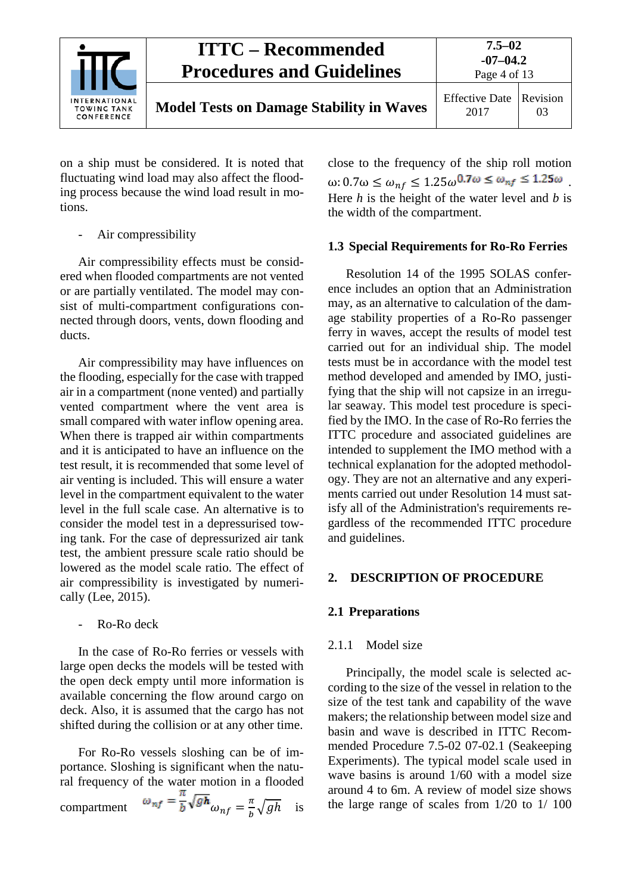on a ship must be considered. It is noted that fluctuating wind load may also affect the flooding process because the wind load result in motions.

- Air compressibility

Air compressibility effects must be considered when flooded compartments are not vented or are partially ventilated. The model may consist of multi-compartment configurations connected through doors, vents, down flooding and ducts.

Air compressibility may have influences on the flooding, especially for the case with trapped air in a compartment (none vented) and partially vented compartment where the vent area is small compared with water inflow opening area. When there is trapped air within compartments and it is anticipated to have an influence on the test result, it is recommended that some level of air venting is included. This will ensure a water level in the compartment equivalent to the water level in the full scale case. An alternative is to consider the model test in a depressurised towing tank. For the case of depressurized air tank test, the ambient pressure scale ratio should be lowered as the model scale ratio. The effect of air compressibility is investigated by numerically (Lee, 2015).

- Ro-Ro deck

In the case of Ro-Ro ferries or vessels with large open decks the models will be tested with the open deck empty until more information is available concerning the flow around cargo on deck. Also, it is assumed that the cargo has not shifted during the collision or at any other time.

For Ro-Ro vessels sloshing can be of importance. Sloshing is significant when the natural frequency of the water motion in a flooded compartment $\omega_{nf} = \frac{\pi}{b}\sqrt{gh}$ is close to the frequency of the ship roll motion ω: $0.7\omega \leq \omega_{nf} \leq 1.25\omega$. Here $h$ is the height of the water level and $b$ is the width of the compartment.

## 1.3 Special Requirements for Ro-Ro Ferries

Resolution 14 of the 1995 SOLAS conference includes an option that an Administration may, as an alternative to calculation of the damage stability properties of a Ro-Ro passenger ferry in waves, accept the results of model test carried out for an individual ship. The model tests must be in accordance with the model test method developed and amended by IMO, justifying that the ship will not capsize in an irregular seaway. This model test procedure is specified by the IMO. In the case of Ro-Ro ferries the ITTC procedure and associated guidelines are intended to supplement the IMO method with a technical explanation for the adopted methodology. They are not an alternative and any experiments carried out under Resolution 14 must satisfy all of the Administration's requirements regardless of the recommended ITTC procedure and guidelines.

# 2. DESCRIPTION OF PROCEDURE

## 2.1 Preparations

### 2.1.1 Model size

Principally, the model scale is selected according to the size of the vessel in relation to the size of the test tank and capability of the wave makers; the relationship between model size and basin and wave is described in ITTC Recommended Procedure 7.5-02 07-02.1 (Seakeeping Experiments). The typical model scale used in wave basins is around 1/60 with a model size around 4 to 6m. A review of model size shows the large range of scales from 1/20 to 1/ 100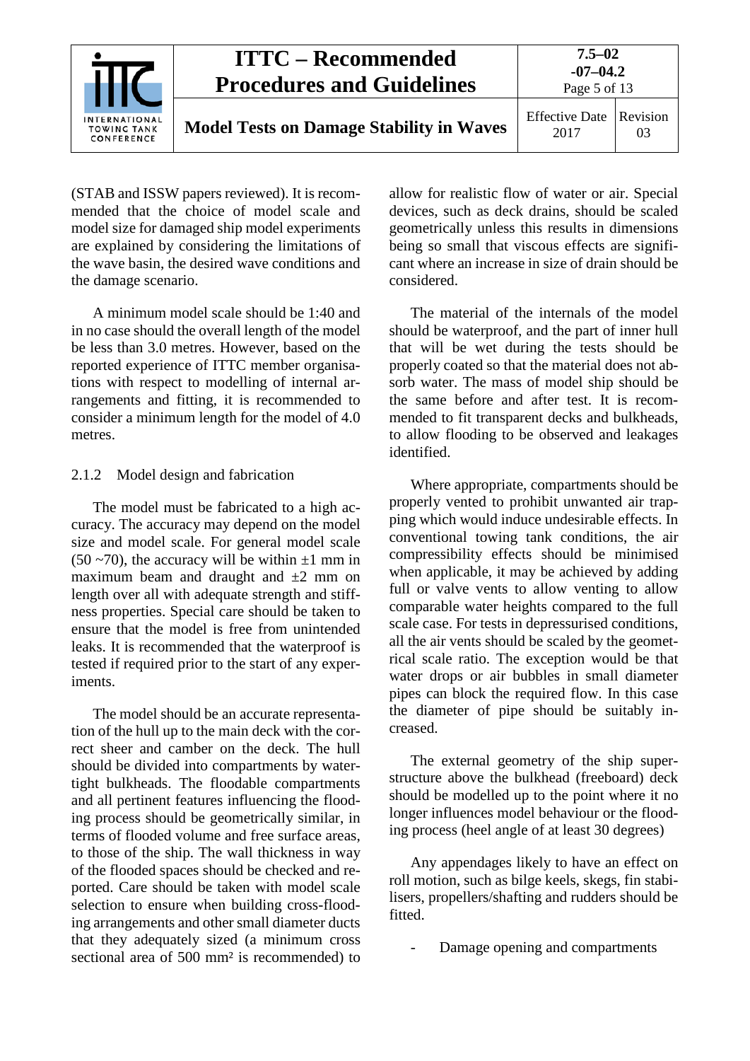(STAB and ISSW papers reviewed). It is recommended that the choice of model scale and model size for damaged ship model experiments are explained by considering the limitations of the wave basin, the desired wave conditions and the damage scenario.

A minimum model scale should be 1:40 and in no case should the overall length of the model be less than 3.0 metres. However, based on the reported experience of ITTC member organisations with respect to modelling of internal arrangements and fitting, it is recommended to consider a minimum length for the model of 4.0 metres.

### 2.1.2 Model design and fabrication

The model must be fabricated to a high accuracy. The accuracy may depend on the model size and model scale. For general model scale (50 ~70), the accuracy will be within ±1 mm in maximum beam and draught and ±2 mm on length over all with adequate strength and stiffness properties. Special care should be taken to ensure that the model is free from unintended leaks. It is recommended that the waterproof is tested if required prior to the start of any experiments.

The model should be an accurate representation of the hull up to the main deck with the correct sheer and camber on the deck. The hull should be divided into compartments by watertight bulkheads. The floodable compartments and all pertinent features influencing the flooding process should be geometrically similar, in terms of flooded volume and free surface areas, to those of the ship. The wall thickness in way of the flooded spaces should be checked and reported. Care should be taken with model scale selection to ensure when building cross-flooding arrangements and other small diameter ducts that they adequately sized (a minimum cross sectional area of 500 mm² is recommended) to allow for realistic flow of water or air. Special devices, such as deck drains, should be scaled geometrically unless this results in dimensions being so small that viscous effects are significant where an increase in size of drain should be considered.

The material of the internals of the model should be waterproof, and the part of inner hull that will be wet during the tests should be properly coated so that the material does not absorb water. The mass of model ship should be the same before and after test. It is recommended to fit transparent decks and bulkheads, to allow flooding to be observed and leakages identified.

Where appropriate, compartments should be properly vented to prohibit unwanted air trapping which would induce undesirable effects. In conventional towing tank conditions, the air compressibility effects should be minimised when applicable, it may be achieved by adding full or valve vents to allow venting to allow comparable water heights compared to the full scale case. For tests in depressurised conditions, all the air vents should be scaled by the geometrical scale ratio. The exception would be that water drops or air bubbles in small diameter pipes can block the required flow. In this case the diameter of pipe should be suitably increased.

The external geometry of the ship superstructure above the bulkhead (freeboard) deck should be modelled up to the point where it no longer influences model behaviour or the flooding process (heel angle of at least 30 degrees)

Any appendages likely to have an effect on roll motion, such as bilge keels, skegs, fin stabilisers, propellers/shafting and rudders should be fitted.

- Damage opening and compartments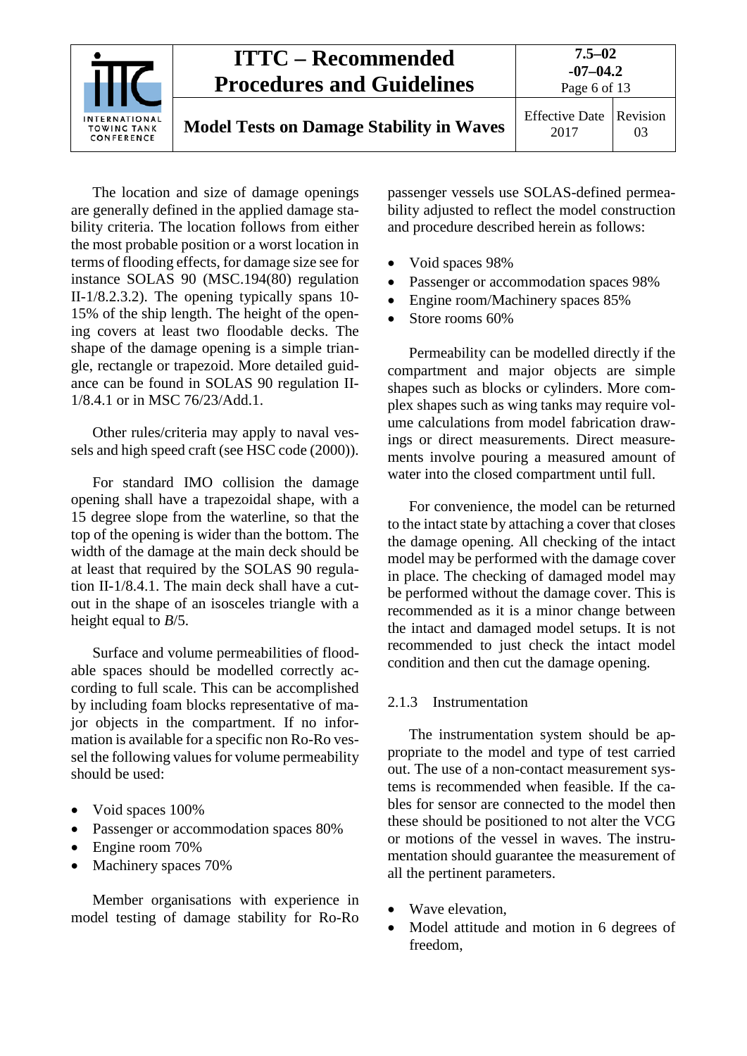The location and size of damage openings are generally defined in the applied damage stability criteria. The location follows from either the most probable position or a worst location in terms of flooding effects, for damage size see for instance SOLAS 90 (MSC.194(80) regulation II-1/8.2.3.2). The opening typically spans 10-15% of the ship length. The height of the opening covers at least two floodable decks. The shape of the damage opening is a simple triangle, rectangle or trapezoid. More detailed guidance can be found in SOLAS 90 regulation II-1/8.4.1 or in MSC 76/23/Add.1.

Other rules/criteria may apply to naval vessels and high speed craft (see HSC code (2000)).

For standard IMO collision the damage opening shall have a trapezoidal shape, with a 15 degree slope from the waterline, so that the top of the opening is wider than the bottom. The width of the damage at the main deck should be at least that required by the SOLAS 90 regulation II-1/8.4.1. The main deck shall have a cut-out in the shape of an isosceles triangle with a height equal to *B*/5.

Surface and volume permeabilities of floodable spaces should be modelled correctly according to full scale. This can be accomplished by including foam blocks representative of major objects in the compartment. If no information is available for a specific non Ro-Ro vessel the following values for volume permeability should be used:

- Void spaces 100%
- Passenger or accommodation spaces 80%
- Engine room 70%
- Machinery spaces 70%

Member organisations with experience in model testing of damage stability for Ro-Ro passenger vessels use SOLAS-defined permeability adjusted to reflect the model construction and procedure described herein as follows:

- Void spaces 98%
- Passenger or accommodation spaces 98%
- Engine room/Machinery spaces 85%
- Store rooms 60%

Permeability can be modelled directly if the compartment and major objects are simple shapes such as blocks or cylinders. More complex shapes such as wing tanks may require volume calculations from model fabrication drawings or direct measurements. Direct measurements involve pouring a measured amount of water into the closed compartment until full.

For convenience, the model can be returned to the intact state by attaching a cover that closes the damage opening. All checking of the intact model may be performed with the damage cover in place. The checking of damaged model may be performed without the damage cover. This is recommended as it is a minor change between the intact and damaged model setups. It is not recommended to just check the intact model condition and then cut the damage opening.

### 2.1.3 Instrumentation

The instrumentation system should be appropriate to the model and type of test carried out. The use of a non-contact measurement systems is recommended when feasible. If the cables for sensor are connected to the model then these should be positioned to not alter the VCG or motions of the vessel in waves. The instrumentation should guarantee the measurement of all the pertinent parameters.

- Wave elevation,
- Model attitude and motion in 6 degrees of freedom,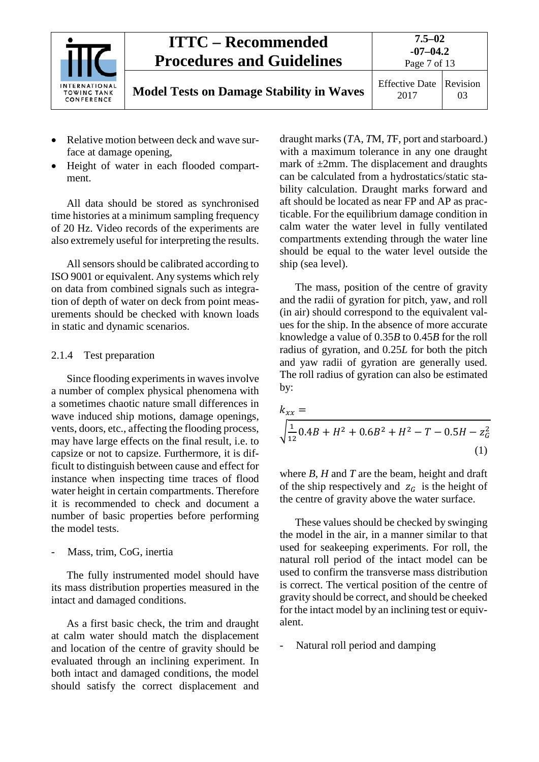- Relative motion between deck and wave surface at damage opening,
- Height of water in each flooded compartment.

All data should be stored as synchronised time histories at a minimum sampling frequency of 20 Hz. Video records of the experiments are also extremely useful for interpreting the results.

All sensors should be calibrated according to ISO 9001 or equivalent. Any systems which rely on data from combined signals such as integration of depth of water on deck from point measurements should be checked with known loads in static and dynamic scenarios.

### 2.1.4 Test preparation

Since flooding experiments in waves involve a number of complex physical phenomena with a sometimes chaotic nature small differences in wave induced ship motions, damage openings, vents, doors, etc., affecting the flooding process, may have large effects on the final result, i.e. to capsize or not to capsize. Furthermore, it is difficult to distinguish between cause and effect for instance when inspecting time traces of flood water height in certain compartments. Therefore it is recommended to check and document a number of basic properties before performing the model tests.

- Mass, trim, CoG, inertia

The fully instrumented model should have its mass distribution properties measured in the intact and damaged conditions.

As a first basic check, the trim and draught at calm water should match the displacement and location of the centre of gravity should be evaluated through an inclining experiment. In both intact and damaged conditions, the model should satisfy the correct displacement and draught marks (*TA*, *TM*, *TF*, port and starboard.) with a maximum tolerance in any one draught mark of ±2mm. The displacement and draughts can be calculated from a hydrostatics/static stability calculation. Draught marks forward and aft should be located as near FP and AP as practicable. For the equilibrium damage condition in calm water the water level in fully ventilated compartments extending through the water line should be equal to the water level outside the ship (sea level).

The mass, position of the centre of gravity and the radii of gyration for pitch, yaw, and roll (in air) should correspond to the equivalent values for the ship. In the absence of more accurate knowledge a value of 0.35*B* to 0.45*B* for the roll radius of gyration, and 0.25*L* for both the pitch and yaw radii of gyration are generally used. The roll radius of gyration can also be estimated by:

$$k_{xx} = \sqrt{\frac{1}{12}0.4B + H^2 + 0.6B^2 + H^2 - T - 0.5H - z_G^2} \quad (1)$$

where *B*, *H* and *T* are the beam, height and draft of the ship respectively and $z_G$ is the height of the centre of gravity above the water surface.

These values should be checked by swinging the model in the air, in a manner similar to that used for seakeeping experiments. For roll, the natural roll period of the intact model can be used to confirm the transverse mass distribution is correct. The vertical position of the centre of gravity should be correct, and should be cheeked for the intact model by an inclining test or equivalent.

- Natural roll period and damping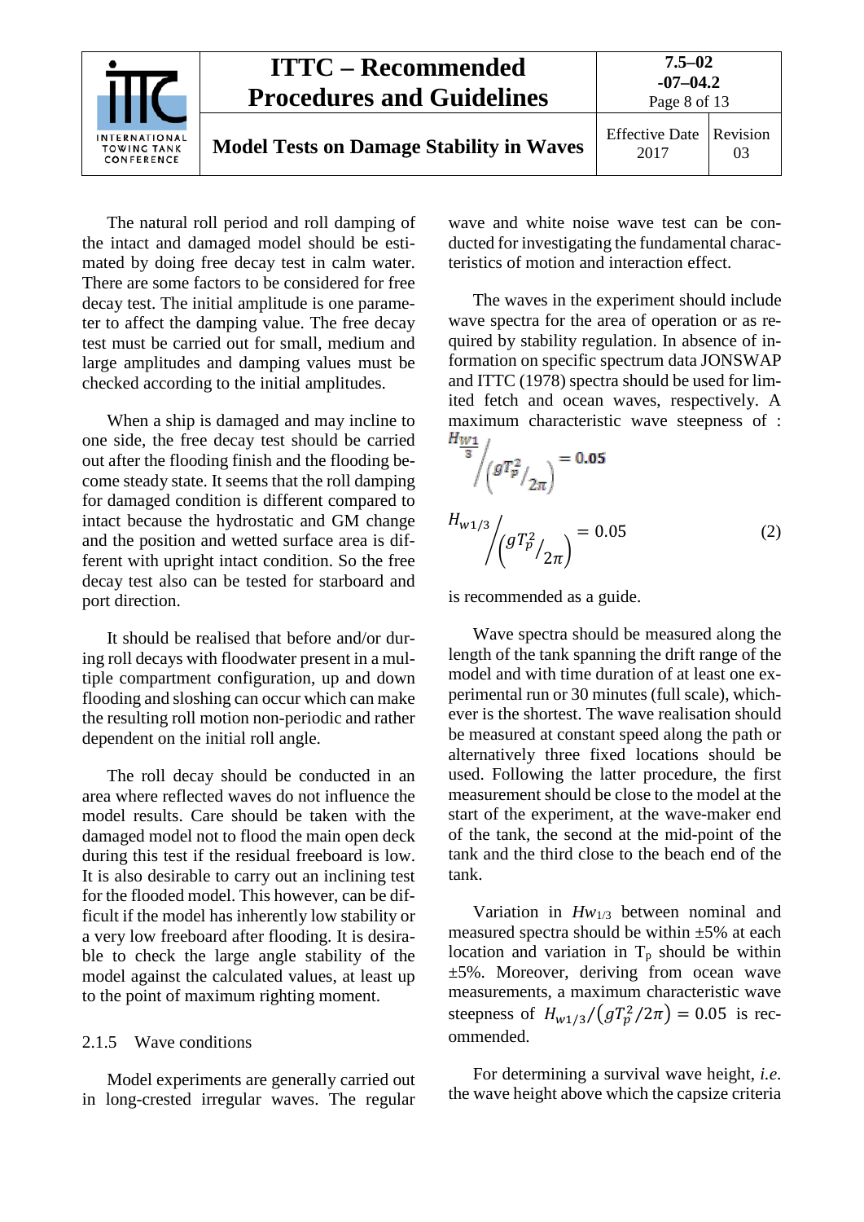The natural roll period and roll damping of the intact and damaged model should be estimated by doing free decay test in calm water. There are some factors to be considered for free decay test. The initial amplitude is one parameter to affect the damping value. The free decay test must be carried out for small, medium and large amplitudes and damping values must be checked according to the initial amplitudes.

When a ship is damaged and may incline to one side, the free decay test should be carried out after the flooding finish and the flooding become steady state. It seems that the roll damping for damaged condition is different compared to intact because the hydrostatic and GM change and the position and wetted surface area is different with upright intact condition. So the free decay test also can be tested for starboard and port direction.

It should be realised that before and/or during roll decays with floodwater present in a multiple compartment configuration, up and down flooding and sloshing can occur which can make the resulting roll motion non-periodic and rather dependent on the initial roll angle.

The roll decay should be conducted in an area where reflected waves do not influence the model results. Care should be taken with the damaged model not to flood the main open deck during this test if the residual freeboard is low. It is also desirable to carry out an inclining test for the flooded model. This however, can be difficult if the model has inherently low stability or a very low freeboard after flooding. It is desirable to check the large angle stability of the model against the calculated values, at least up to the point of maximum righting moment.

#### 2.1.5 Wave conditions

Model experiments are generally carried out in long-crested irregular waves. The regular wave and white noise wave test can be conducted for investigating the fundamental characteristics of motion and interaction effect.

The waves in the experiment should include wave spectra for the area of operation or as required by stability regulation. In absence of information on specific spectrum data JONSWAP and ITTC (1978) spectra should be used for limited fetch and ocean waves, respectively. A maximum characteristic wave steepness of :

$$H_{W\frac{1}{3}} \Big/ \left( gT_p^2 /_{2\pi} \right) = 0.05$$

$$H_{w1/3} \Big/ \left( gT_p^2 /_{2\pi} \right) = 0.05 \qquad (2)$$

is recommended as a guide.

Wave spectra should be measured along the length of the tank spanning the drift range of the model and with time duration of at least one experimental run or 30 minutes (full scale), whichever is the shortest. The wave realisation should be measured at constant speed along the path or alternatively three fixed locations should be used. Following the latter procedure, the first measurement should be close to the model at the start of the experiment, at the wave-maker end of the tank, the second at the mid-point of the tank and the third close to the beach end of the tank.

Variation in $Hw_{1/3}$ between nominal and measured spectra should be within ±5% at each location and variation in $T_p$ should be within ±5%. Moreover, deriving from ocean wave measurements, a maximum characteristic wave steepness of $H_{w1/3}/\left(gT_p^2/2\pi\right) = 0.05$ is recommended.

For determining a survival wave height, *i.e.* the wave height above which the capsize criteria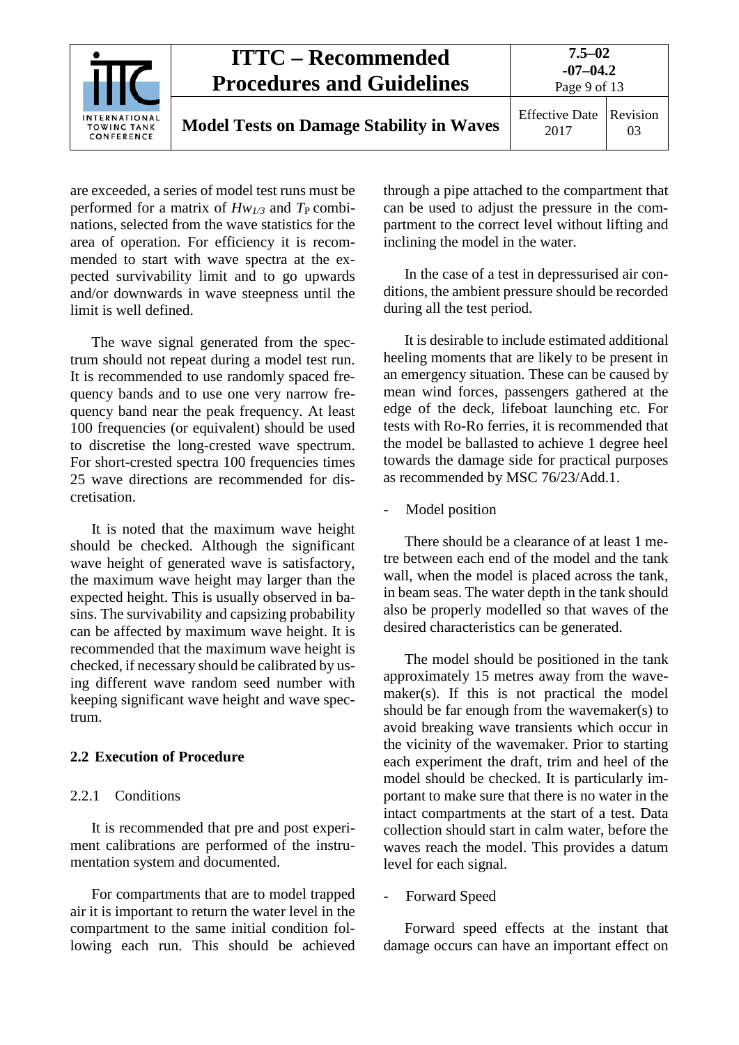are exceeded, a series of model test runs must be performed for a matrix of $Hw_{1/3}$ and $T_P$ combinations, selected from the wave statistics for the area of operation. For efficiency it is recommended to start with wave spectra at the expected survivability limit and to go upwards and/or downwards in wave steepness until the limit is well defined.

The wave signal generated from the spectrum should not repeat during a model test run. It is recommended to use randomly spaced frequency bands and to use one very narrow frequency band near the peak frequency. At least 100 frequencies (or equivalent) should be used to discretise the long-crested wave spectrum. For short-crested spectra 100 frequencies times 25 wave directions are recommended for discretisation.

It is noted that the maximum wave height should be checked. Although the significant wave height of generated wave is satisfactory, the maximum wave height may larger than the expected height. This is usually observed in basins. The survivability and capsizing probability can be affected by maximum wave height. It is recommended that the maximum wave height is checked, if necessary should be calibrated by using different wave random seed number with keeping significant wave height and wave spectrum.

## 2.2 Execution of Procedure

### 2.2.1 Conditions

It is recommended that pre and post experiment calibrations are performed of the instrumentation system and documented.

For compartments that are to model trapped air it is important to return the water level in the compartment to the same initial condition following each run. This should be achieved through a pipe attached to the compartment that can be used to adjust the pressure in the compartment to the correct level without lifting and inclining the model in the water.

In the case of a test in depressurised air conditions, the ambient pressure should be recorded during all the test period.

It is desirable to include estimated additional heeling moments that are likely to be present in an emergency situation. These can be caused by mean wind forces, passengers gathered at the edge of the deck, lifeboat launching etc. For tests with Ro-Ro ferries, it is recommended that the model be ballasted to achieve 1 degree heel towards the damage side for practical purposes as recommended by MSC 76/23/Add.1.

- Model position

There should be a clearance of at least 1 metre between each end of the model and the tank wall, when the model is placed across the tank, in beam seas. The water depth in the tank should also be properly modelled so that waves of the desired characteristics can be generated.

The model should be positioned in the tank approximately 15 metres away from the wavemaker(s). If this is not practical the model should be far enough from the wavemaker(s) to avoid breaking wave transients which occur in the vicinity of the wavemaker. Prior to starting each experiment the draft, trim and heel of the model should be checked. It is particularly important to make sure that there is no water in the intact compartments at the start of a test. Data collection should start in calm water, before the waves reach the model. This provides a datum level for each signal.

- Forward Speed

Forward speed effects at the instant that damage occurs can have an important effect on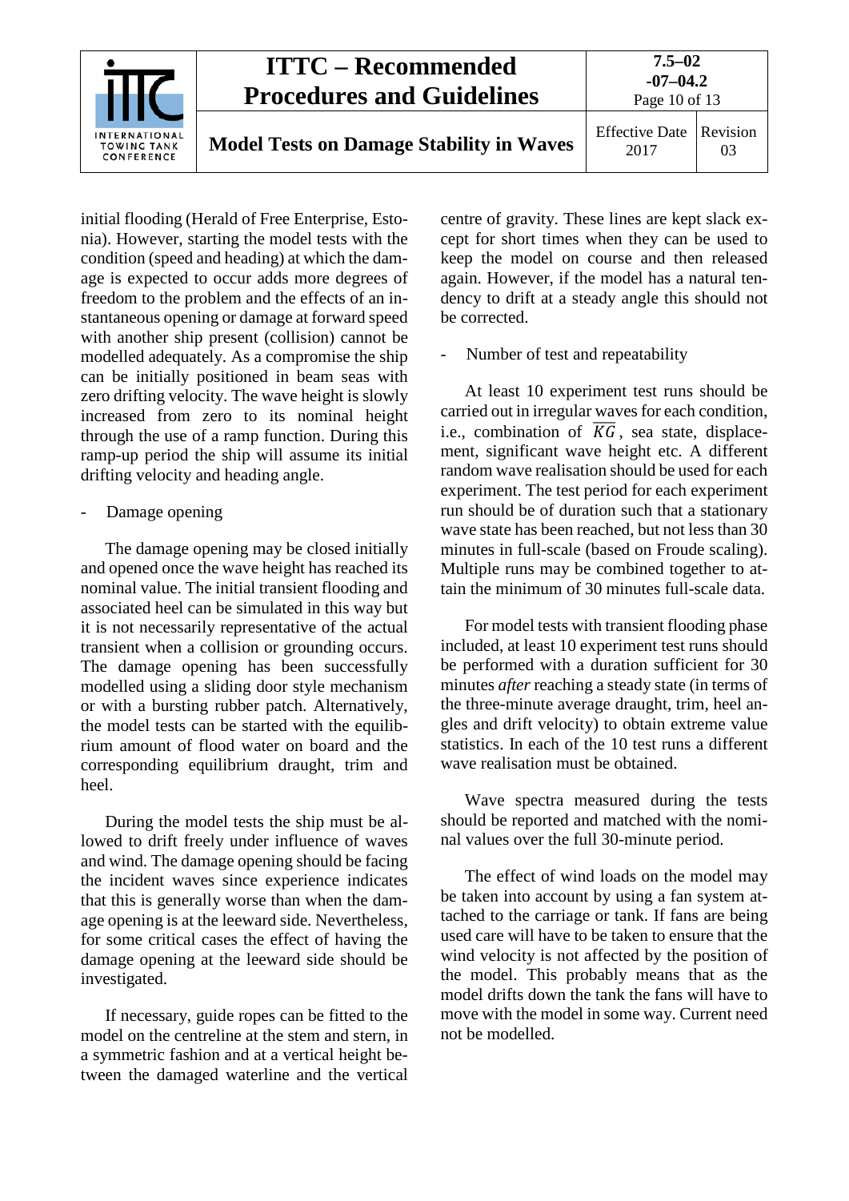initial flooding (Herald of Free Enterprise, Estonia). However, starting the model tests with the condition (speed and heading) at which the damage is expected to occur adds more degrees of freedom to the problem and the effects of an instantaneous opening or damage at forward speed with another ship present (collision) cannot be modelled adequately. As a compromise the ship can be initially positioned in beam seas with zero drifting velocity. The wave height is slowly increased from zero to its nominal height through the use of a ramp function. During this ramp-up period the ship will assume its initial drifting velocity and heading angle.

- Damage opening

The damage opening may be closed initially and opened once the wave height has reached its nominal value. The initial transient flooding and associated heel can be simulated in this way but it is not necessarily representative of the actual transient when a collision or grounding occurs. The damage opening has been successfully modelled using a sliding door style mechanism or with a bursting rubber patch. Alternatively, the model tests can be started with the equilibrium amount of flood water on board and the corresponding equilibrium draught, trim and heel.

During the model tests the ship must be allowed to drift freely under influence of waves and wind. The damage opening should be facing the incident waves since experience indicates that this is generally worse than when the damage opening is at the leeward side. Nevertheless, for some critical cases the effect of having the damage opening at the leeward side should be investigated.

If necessary, guide ropes can be fitted to the model on the centreline at the stem and stern, in a symmetric fashion and at a vertical height between the damaged waterline and the vertical centre of gravity. These lines are kept slack except for short times when they can be used to keep the model on course and then released again. However, if the model has a natural tendency to drift at a steady angle this should not be corrected.

- Number of test and repeatability

At least 10 experiment test runs should be carried out in irregular waves for each condition, i.e., combination of $\overline{KG}$, sea state, displacement, significant wave height etc. A different random wave realisation should be used for each experiment. The test period for each experiment run should be of duration such that a stationary wave state has been reached, but not less than 30 minutes in full-scale (based on Froude scaling). Multiple runs may be combined together to attain the minimum of 30 minutes full-scale data.

For model tests with transient flooding phase included, at least 10 experiment test runs should be performed with a duration sufficient for 30 minutes *after* reaching a steady state (in terms of the three-minute average draught, trim, heel angles and drift velocity) to obtain extreme value statistics. In each of the 10 test runs a different wave realisation must be obtained.

Wave spectra measured during the tests should be reported and matched with the nominal values over the full 30-minute period.

The effect of wind loads on the model may be taken into account by using a fan system attached to the carriage or tank. If fans are being used care will have to be taken to ensure that the wind velocity is not affected by the position of the model. This probably means that as the model drifts down the tank the fans will have to move with the model in some way. Current need not be modelled.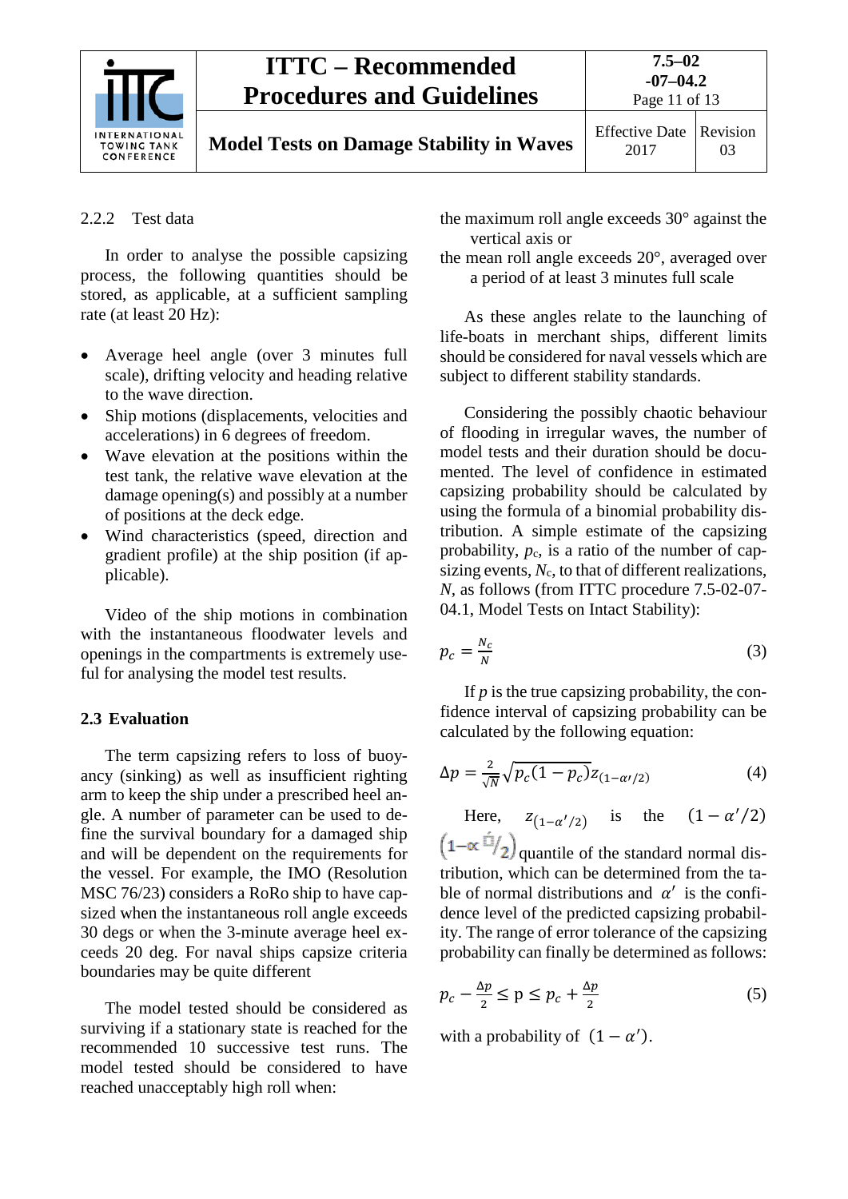#### 2.2.2 Test data

In order to analyse the possible capsizing process, the following quantities should be stored, as applicable, at a sufficient sampling rate (at least 20 Hz):

- Average heel angle (over 3 minutes full scale), drifting velocity and heading relative to the wave direction.
- Ship motions (displacements, velocities and accelerations) in 6 degrees of freedom.
- Wave elevation at the positions within the test tank, the relative wave elevation at the damage opening(s) and possibly at a number of positions at the deck edge.
- Wind characteristics (speed, direction and gradient profile) at the ship position (if applicable).

Video of the ship motions in combination with the instantaneous floodwater levels and openings in the compartments is extremely useful for analysing the model test results.

### 2.3 Evaluation

The term capsizing refers to loss of buoyancy (sinking) as well as insufficient righting arm to keep the ship under a prescribed heel angle. A number of parameter can be used to define the survival boundary for a damaged ship and will be dependent on the requirements for the vessel. For example, the IMO (Resolution MSC 76/23) considers a RoRo ship to have capsized when the instantaneous roll angle exceeds 30 degs or when the 3-minute average heel exceeds 20 deg. For naval ships capsize criteria boundaries may be quite different

The model tested should be considered as surviving if a stationary state is reached for the recommended 10 successive test runs. The model tested should be considered to have reached unacceptably high roll when:

the maximum roll angle exceeds 30° against the vertical axis or

the mean roll angle exceeds 20°, averaged over a period of at least 3 minutes full scale

As these angles relate to the launching of life-boats in merchant ships, different limits should be considered for naval vessels which are subject to different stability standards.

Considering the possibly chaotic behaviour of flooding in irregular waves, the number of model tests and their duration should be documented. The level of confidence in estimated capsizing probability should be calculated by using the formula of a binomial probability distribution. A simple estimate of the capsizing probability, $p_c$, is a ratio of the number of capsizing events, $N_c$, to that of different realizations, $N$, as follows (from ITTC procedure 7.5-02-07-04.1, Model Tests on Intact Stability):

$$p_c = \frac{N_c}{N} \tag{3}$$

If $p$ is the true capsizing probability, the confidence interval of capsizing probability can be calculated by the following equation:

$$\Delta p = \frac{2}{\sqrt{N}}\sqrt{p_c(1-p_c)}z_{(1-\alpha\prime/2)} \tag{4}$$

Here, $z_{(1-\alpha'/2)}$ is the $(1-\alpha'/2)$ $\left(1-\alpha'/2\right)$ quantile of the standard normal distribution, which can be determined from the table of normal distributions and $\alpha'$ is the confidence level of the predicted capsizing probability. The range of error tolerance of the capsizing probability can finally be determined as follows:

$$p_c - \frac{\Delta p}{2} \leq \text{p} \leq p_c + \frac{\Delta p}{2} \tag{5}$$

with a probability of $(1-\alpha')$.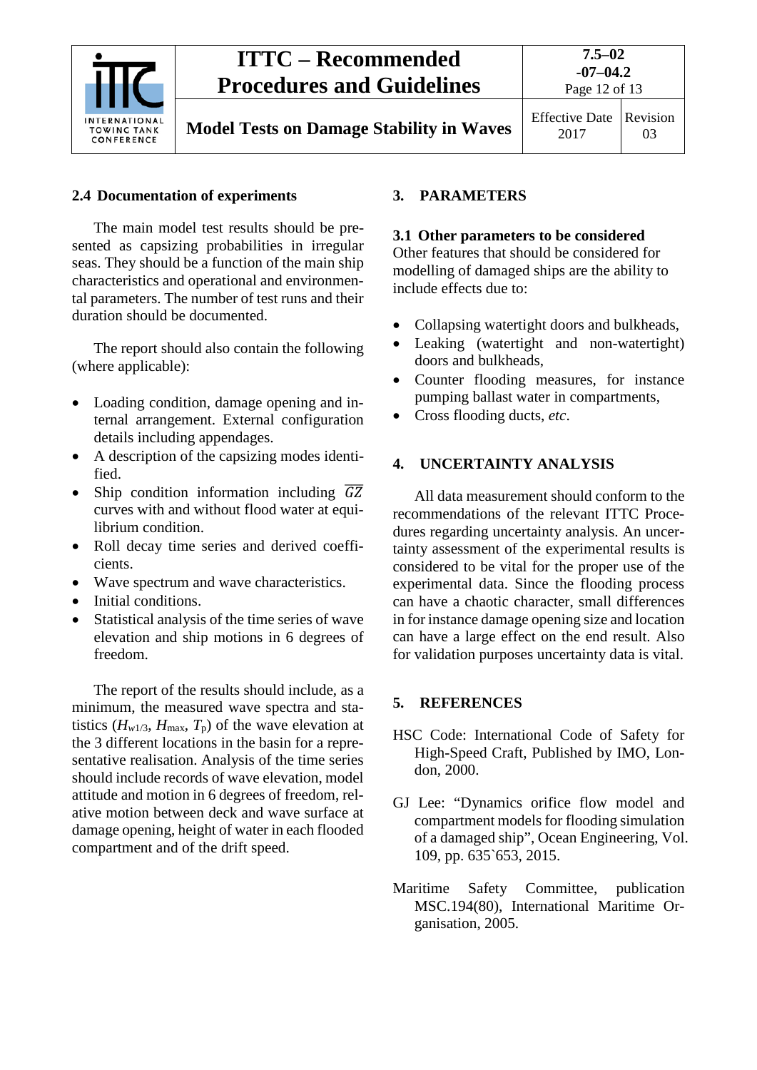## 2.4 Documentation of experiments

The main model test results should be presented as capsizing probabilities in irregular seas. They should be a function of the main ship characteristics and operational and environmental parameters. The number of test runs and their duration should be documented.

The report should also contain the following (where applicable):

- Loading condition, damage opening and internal arrangement. External configuration details including appendages.
- A description of the capsizing modes identified.
- Ship condition information including $\overline{GZ}$ curves with and without flood water at equilibrium condition.
- Roll decay time series and derived coefficients.
- Wave spectrum and wave characteristics.
- Initial conditions.
- Statistical analysis of the time series of wave elevation and ship motions in 6 degrees of freedom.

The report of the results should include, as a minimum, the measured wave spectra and statistics ($H_{w1/3}$, $H_{max}$, $T_p$) of the wave elevation at the 3 different locations in the basin for a representative realisation. Analysis of the time series should include records of wave elevation, model attitude and motion in 6 degrees of freedom, relative motion between deck and wave surface at damage opening, height of water in each flooded compartment and of the drift speed.

# 3. PARAMETERS

## 3.1 Other parameters to be considered

Other features that should be considered for modelling of damaged ships are the ability to include effects due to:

- Collapsing watertight doors and bulkheads,
- Leaking (watertight and non-watertight) doors and bulkheads,
- Counter flooding measures, for instance pumping ballast water in compartments,
- Cross flooding ducts, *etc*.

# 4. UNCERTAINTY ANALYSIS

All data measurement should conform to the recommendations of the relevant ITTC Procedures regarding uncertainty analysis. An uncertainty assessment of the experimental results is considered to be vital for the proper use of the experimental data. Since the flooding process can have a chaotic character, small differences in for instance damage opening size and location can have a large effect on the end result. Also for validation purposes uncertainty data is vital.

# 5. REFERENCES

HSC Code: International Code of Safety for High-Speed Craft, Published by IMO, London, 2000.

GJ Lee: "Dynamics orifice flow model and compartment models for flooding simulation of a damaged ship", Ocean Engineering, Vol. 109, pp. 635`653, 2015.

Maritime Safety Committee, publication MSC.194(80), International Maritime Organisation, 2005.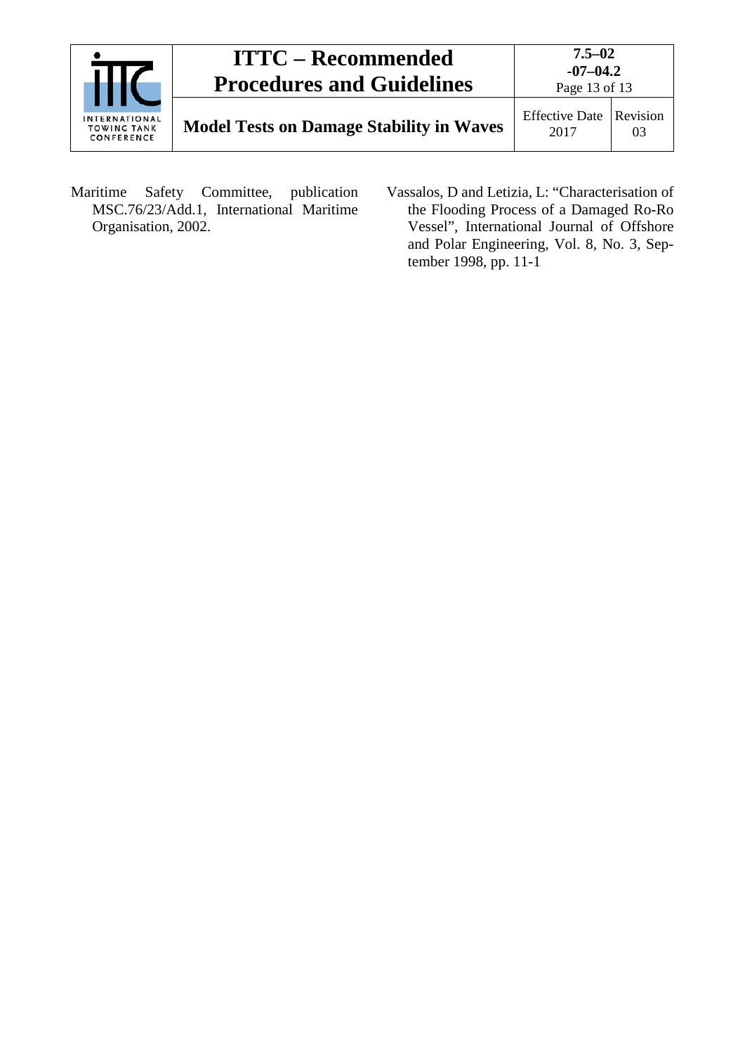Maritime Safety Committee, publication MSC.76/23/Add.1, International Maritime Organisation, 2002.

Vassalos, D and Letizia, L: "Characterisation of the Flooding Process of a Damaged Ro-Ro Vessel", International Journal of Offshore and Polar Engineering, Vol. 8, No. 3, September 1998, pp. 11-1